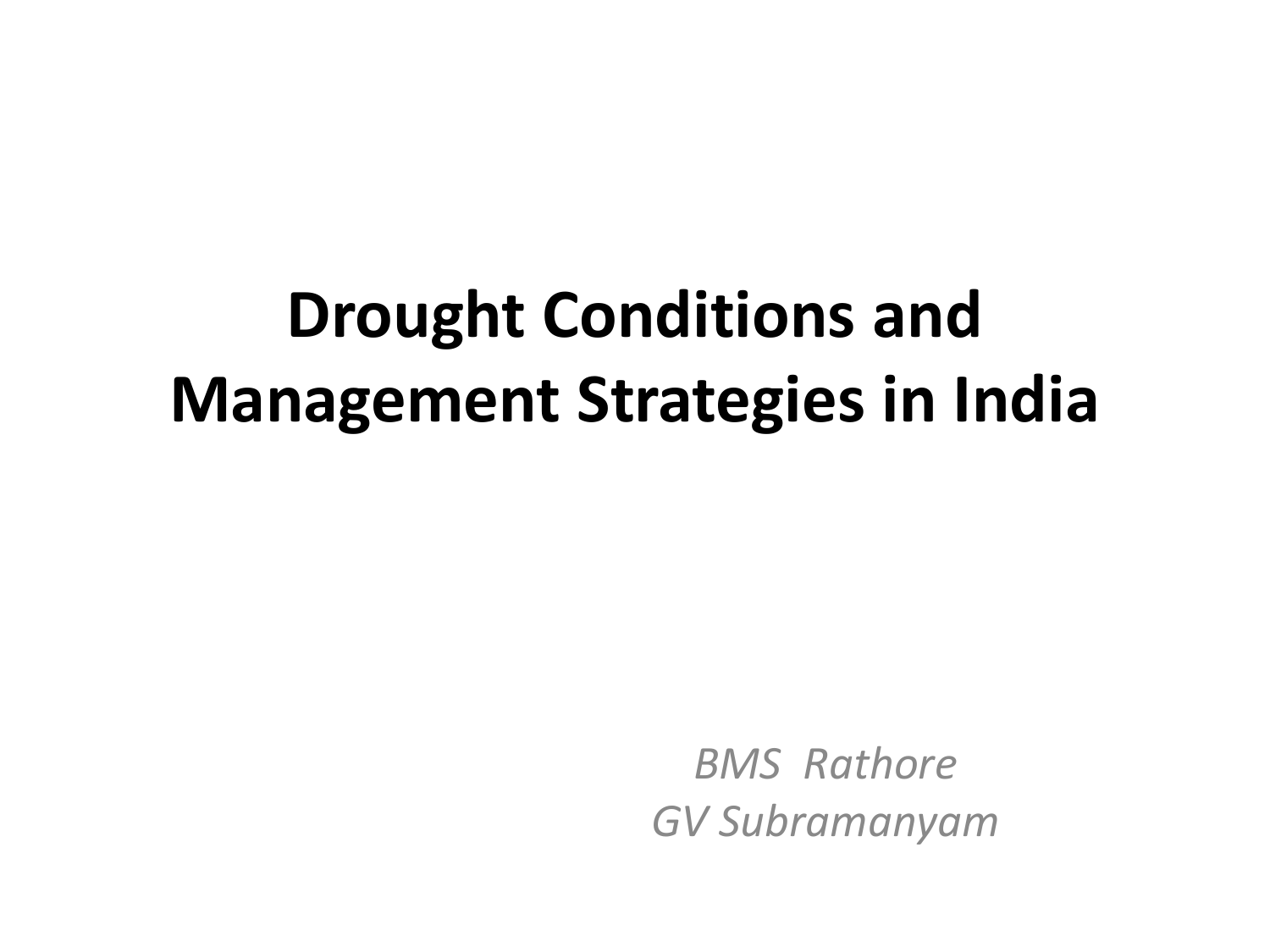# Drought Conditions and Management Strategies in India

*BMS Rathore*
*GV Subramanyam*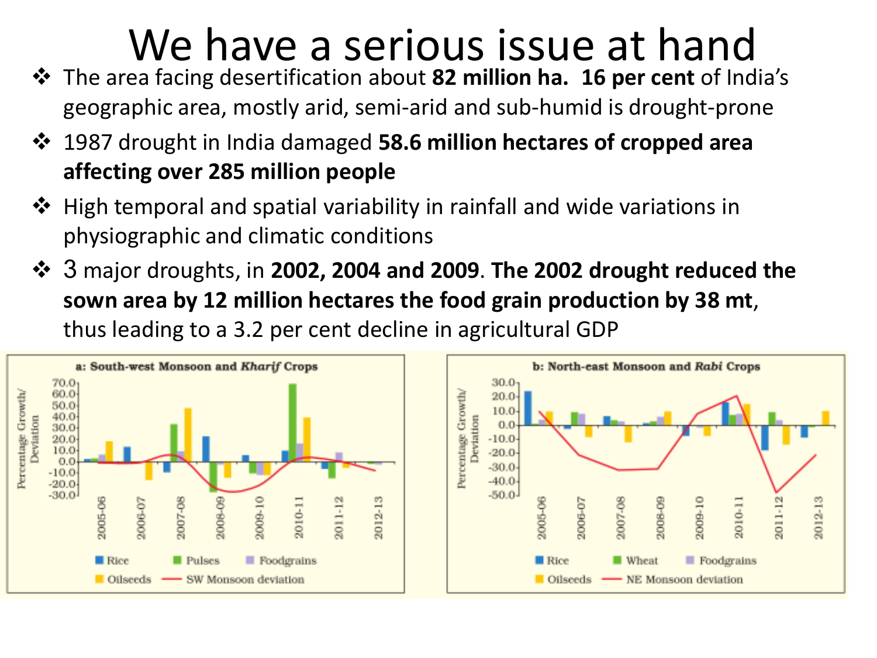# We have a serious issue at hand

- The area facing desertification about **82 million ha.** **16 per cent** of India's geographic area, mostly arid, semi-arid and sub-humid is drought-prone
- 1987 drought in India damaged **58.6 million hectares of cropped area affecting over 285 million people**
- High temporal and spatial variability in rainfall and wide variations in physiographic and climatic conditions
- 3 major droughts, in **2002, 2004 and 2009**. **The 2002 drought reduced the sown area by 12 million hectares the food grain production by 38 mt**, thus leading to a 3.2 per cent decline in agricultural GDP

a: South-west Monsoon and *Kharif* Crops

Percentage Growth/ Deviation

70.0
60.0
50.0
40.0
30.0
20.0
10.0
0.0
-10.0
-20.0
-30.0

2005-06
2006-07
2007-08
2008-09
2009-10
2010-11
2011-12
2012-13

Rice
Pulses
Foodgrains
Oilseeds
SW Monsoon deviation

b: North-east Monsoon and *Rabi* Crops

Percentage Growth/ Deviation

30.0
20.0
10.0
0.0
-10.0
-20.0
-30.0
-40.0
-50.0

2005-06
2006-07
2007-08
2008-09
2009-10
2010-11
2011-12
2012-13

Rice
Wheat
Foodgrains
Oilseeds
NE Monsoon deviation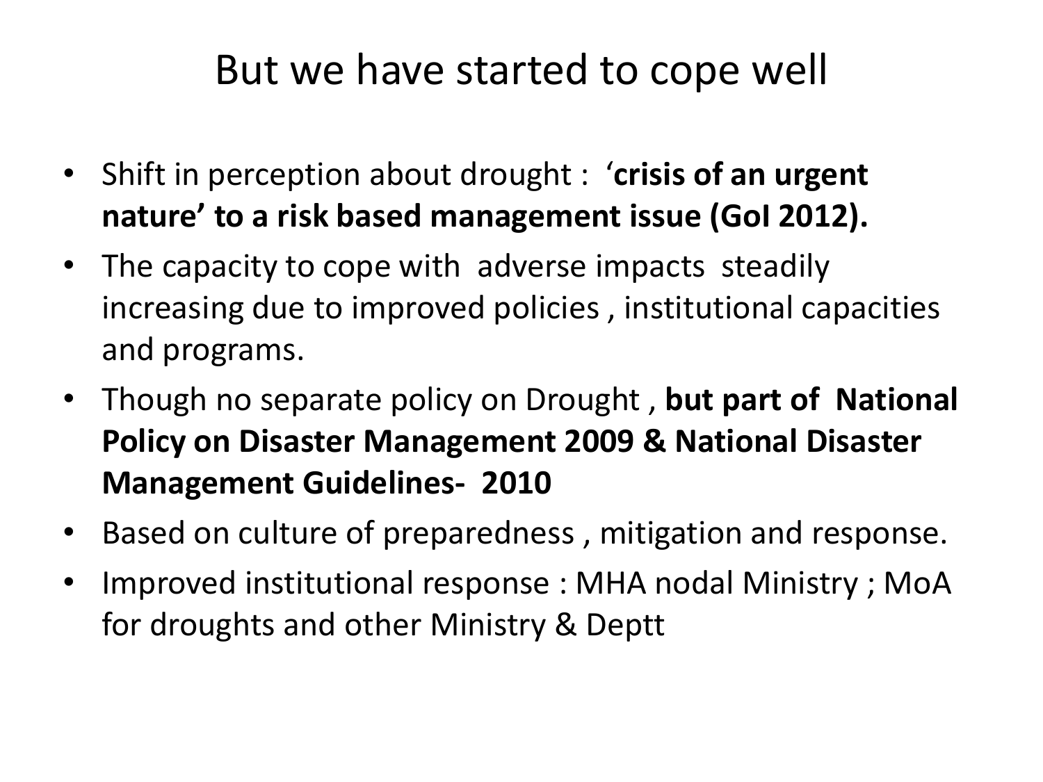# But we have started to cope well

- Shift in perception about drought : '**crisis of an urgent nature' to a risk based management issue (GoI 2012).**
- The capacity to cope with adverse impacts steadily increasing due to improved policies , institutional capacities and programs.
- Though no separate policy on Drought , **but part of National Policy on Disaster Management 2009 & National Disaster Management Guidelines- 2010**
- Based on culture of preparedness , mitigation and response.
- Improved institutional response : MHA nodal Ministry ; MoA for droughts and other Ministry & Deptt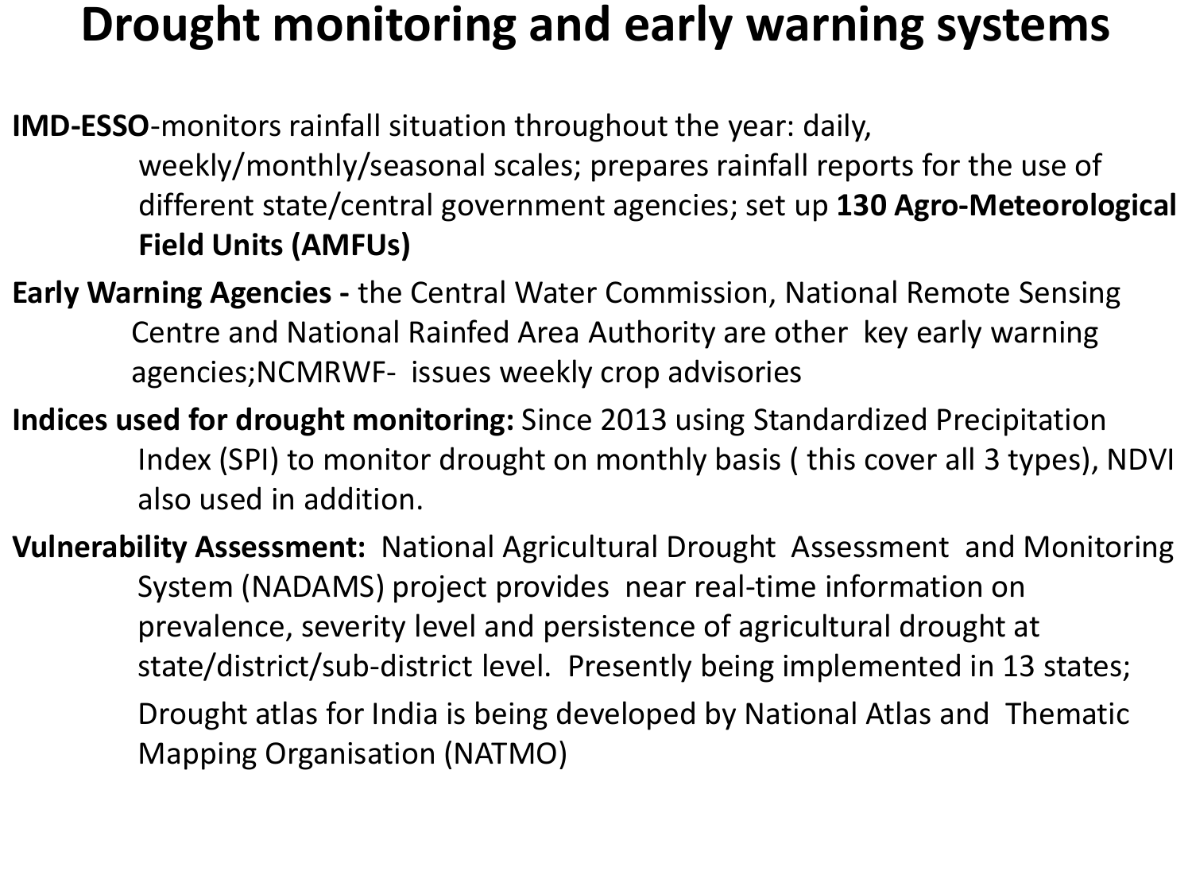# Drought monitoring and early warning systems

**IMD-ESSO**-monitors rainfall situation throughout the year: daily, weekly/monthly/seasonal scales; prepares rainfall reports for the use of different state/central government agencies; set up **130 Agro-Meteorological Field Units (AMFUs)**

**Early Warning Agencies -** the Central Water Commission, National Remote Sensing Centre and National Rainfed Area Authority are other key early warning agencies;NCMRWF- issues weekly crop advisories

**Indices used for drought monitoring:** Since 2013 using Standardized Precipitation Index (SPI) to monitor drought on monthly basis ( this cover all 3 types), NDVI also used in addition.

**Vulnerability Assessment:** National Agricultural Drought Assessment and Monitoring System (NADAMS) project provides near real-time information on prevalence, severity level and persistence of agricultural drought at state/district/sub-district level. Presently being implemented in 13 states;

Drought atlas for India is being developed by National Atlas and Thematic Mapping Organisation (NATMO)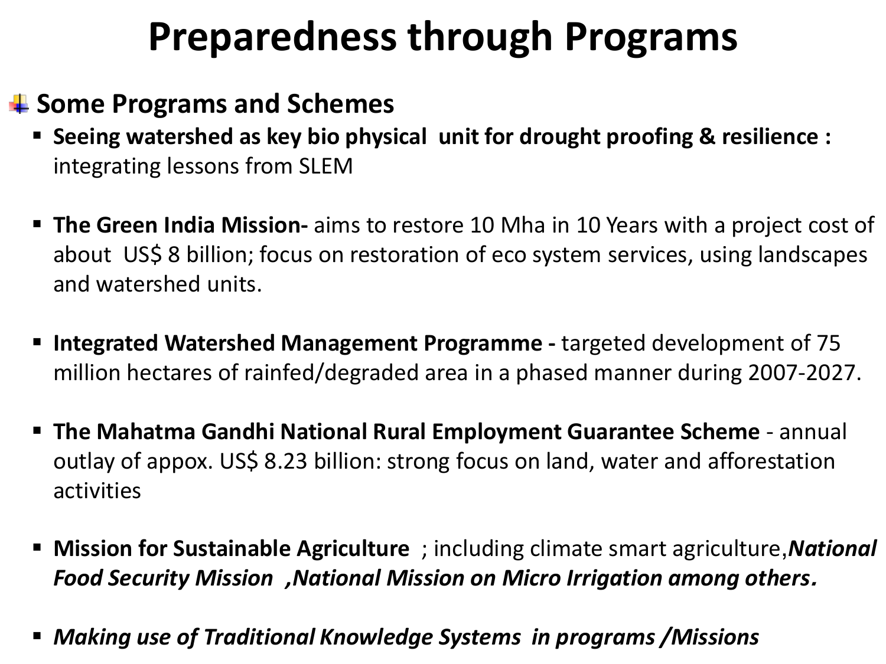# Preparedness through Programs

## Some Programs and Schemes

- **Seeing watershed as key bio physical unit for drought proofing & resilience :** integrating lessons from SLEM

- **The Green India Mission-** aims to restore 10 Mha in 10 Years with a project cost of about US$ 8 billion; focus on restoration of eco system services, using landscapes and watershed units.

- **Integrated Watershed Management Programme -** targeted development of 75 million hectares of rainfed/degraded area in a phased manner during 2007-2027.

- **The Mahatma Gandhi National Rural Employment Guarantee Scheme** - annual outlay of appox. US$ 8.23 billion: strong focus on land, water and afforestation activities

- **Mission for Sustainable Agriculture** ; including climate smart agriculture,***National Food Security Mission ,National Mission on Micro Irrigation among others.***

- ***Making use of Traditional Knowledge Systems in programs /Missions***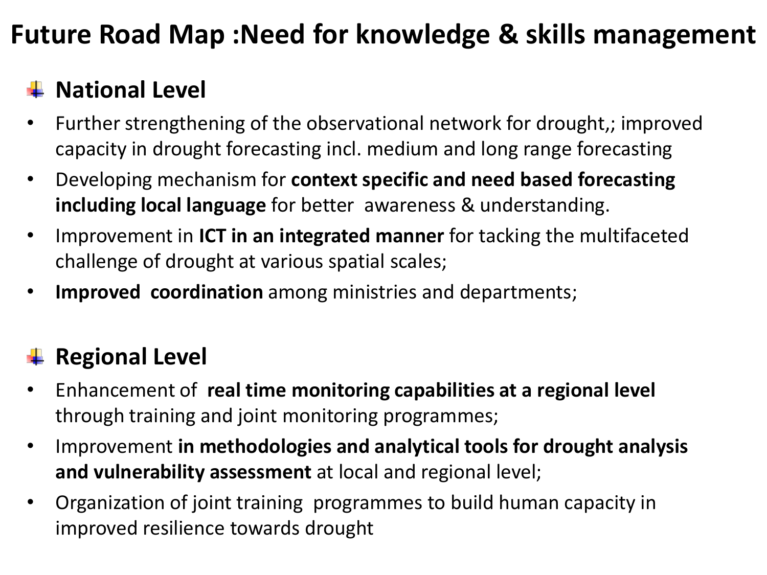# Future Road Map :Need for knowledge & skills management

## National Level

- Further strengthening of the observational network for drought,; improved capacity in drought forecasting incl. medium and long range forecasting
- Developing mechanism for **context specific and need based forecasting including local language** for better awareness & understanding.
- Improvement in **ICT in an integrated manner** for tacking the multifaceted challenge of drought at various spatial scales;
- **Improved coordination** among ministries and departments;

## Regional Level

- Enhancement of **real time monitoring capabilities at a regional level** through training and joint monitoring programmes;
- Improvement **in methodologies and analytical tools for drought analysis and vulnerability assessment** at local and regional level;
- Organization of joint training programmes to build human capacity in improved resilience towards drought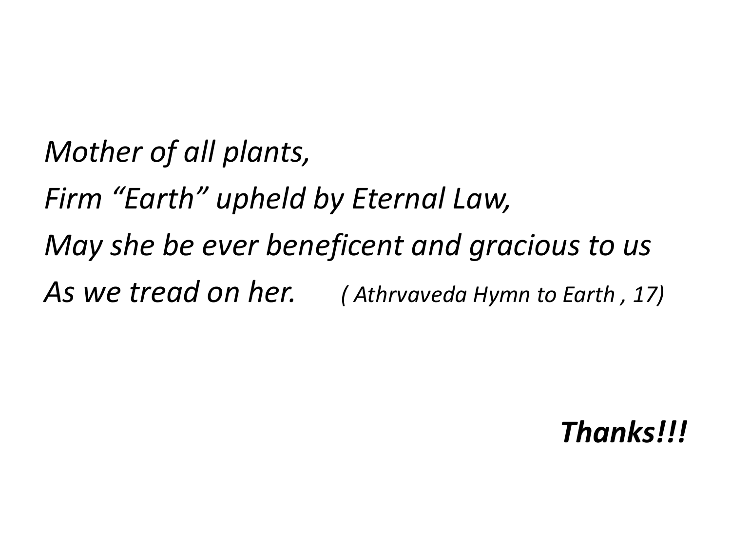*Mother of all plants,*

*Firm "Earth" upheld by Eternal Law,*

*May she be ever beneficent and gracious to us*

*As we tread on her.* *( Athrvaveda Hymn to Earth , 17)*

***Thanks!!!***